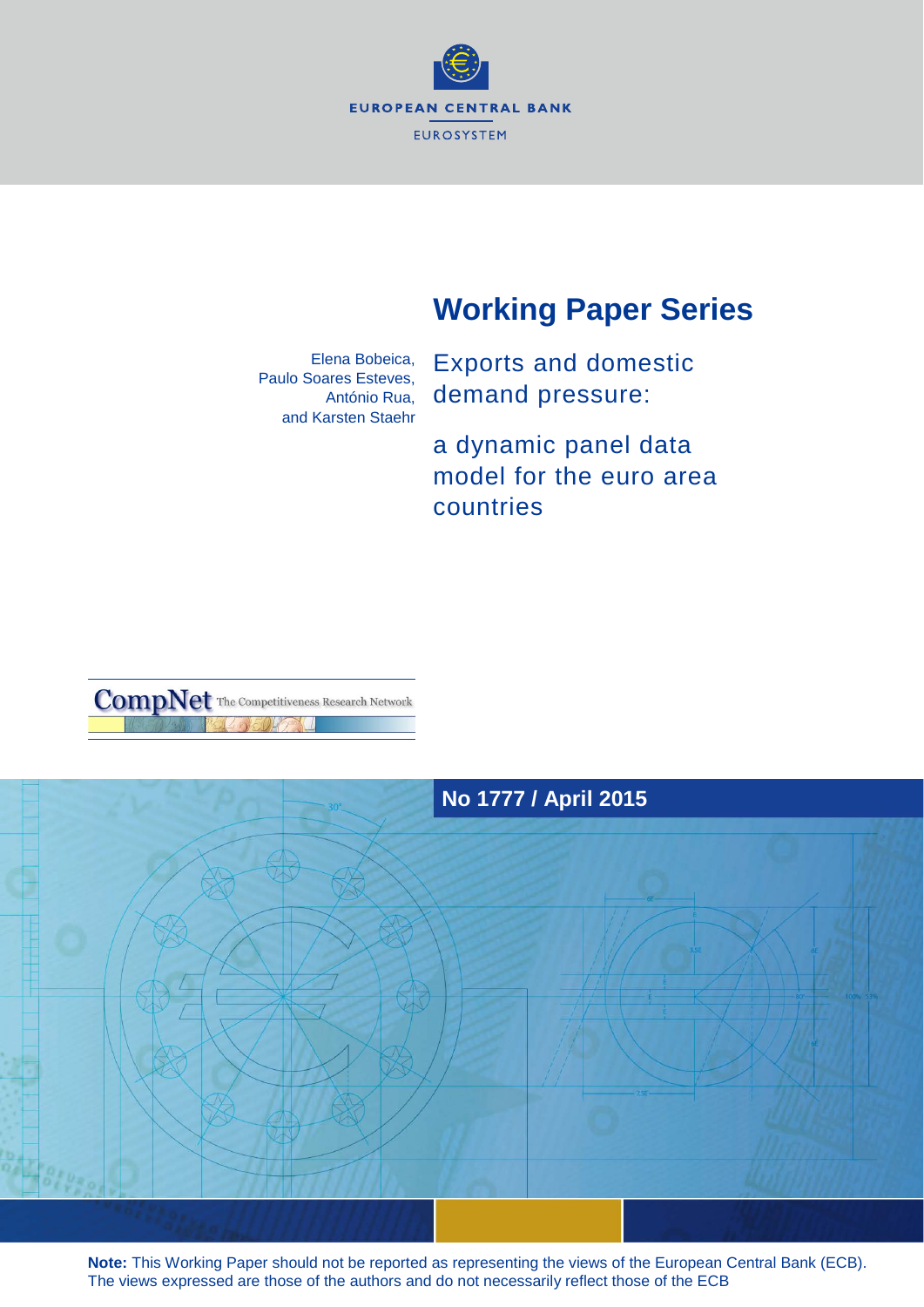EUROPEAN CENTRAL BANK

EUROSYSTEM

# Working Paper Series

Elena Bobeica,
Paulo Soares Esteves,
António Rua,
and Karsten Staehr

## Exports and domestic demand pressure:

## a dynamic panel data model for the euro area countries

CompNet The Competitiveness Research Network

**No 1777 / April 2015**

**Note:** This Working Paper should not be reported as representing the views of the European Central Bank (ECB). The views expressed are those of the authors and do not necessarily reflect those of the ECB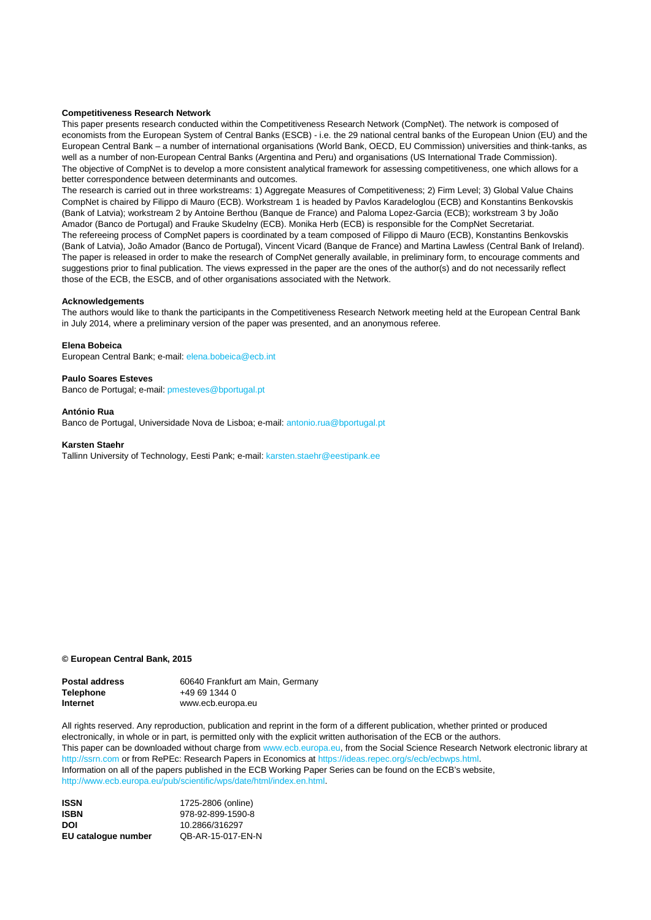**Competitiveness Research Network**

This paper presents research conducted within the Competitiveness Research Network (CompNet). The network is composed of economists from the European System of Central Banks (ESCB) - i.e. the 29 national central banks of the European Union (EU) and the European Central Bank – a number of international organisations (World Bank, OECD, EU Commission) universities and think-tanks, as well as a number of non-European Central Banks (Argentina and Peru) and organisations (US International Trade Commission).
The objective of CompNet is to develop a more consistent analytical framework for assessing competitiveness, one which allows for a better correspondence between determinants and outcomes.
The research is carried out in three workstreams: 1) Aggregate Measures of Competitiveness; 2) Firm Level; 3) Global Value Chains CompNet is chaired by Filippo di Mauro (ECB). Workstream 1 is headed by Pavlos Karadeloglou (ECB) and Konstantins Benkovskis (Bank of Latvia); workstream 2 by Antoine Berthou (Banque de France) and Paloma Lopez-Garcia (ECB); workstream 3 by João Amador (Banco de Portugal) and Frauke Skudelny (ECB). Monika Herb (ECB) is responsible for the CompNet Secretariat.
The refereeing process of CompNet papers is coordinated by a team composed of Filippo di Mauro (ECB), Konstantins Benkovskis (Bank of Latvia), João Amador (Banco de Portugal), Vincent Vicard (Banque de France) and Martina Lawless (Central Bank of Ireland).
The paper is released in order to make the research of CompNet generally available, in preliminary form, to encourage comments and suggestions prior to final publication. The views expressed in the paper are the ones of the author(s) and do not necessarily reflect those of the ECB, the ESCB, and of other organisations associated with the Network.

**Acknowledgements**

The authors would like to thank the participants in the Competitiveness Research Network meeting held at the European Central Bank in July 2014, where a preliminary version of the paper was presented, and an anonymous referee.

**Elena Bobeica**
European Central Bank; e-mail: elena.bobeica@ecb.int

**Paulo Soares Esteves**
Banco de Portugal; e-mail: pmesteves@bportugal.pt

**António Rua**
Banco de Portugal, Universidade Nova de Lisboa; e-mail: antonio.rua@bportugal.pt

**Karsten Staehr**
Tallinn University of Technology, Eesti Pank; e-mail: karsten.staehr@eestipank.ee

**© European Central Bank, 2015**

| | |
|---|---|
| **Postal address** | 60640 Frankfurt am Main, Germany |
| **Telephone** | +49 69 1344 0 |
| **Internet** | www.ecb.europa.eu |

All rights reserved. Any reproduction, publication and reprint in the form of a different publication, whether printed or produced electronically, in whole or in part, is permitted only with the explicit written authorisation of the ECB or the authors.
This paper can be downloaded without charge from www.ecb.europa.eu, from the Social Science Research Network electronic library at http://ssrn.com or from RePEc: Research Papers in Economics at https://ideas.repec.org/s/ecb/ecbwps.html.
Information on all of the papers published in the ECB Working Paper Series can be found on the ECB's website, http://www.ecb.europa.eu/pub/scientific/wps/date/html/index.en.html.

| | |
|---|---|
| **ISSN** | 1725-2806 (online) |
| **ISBN** | 978-92-899-1590-8 |
| **DOI** | 10.2866/316297 |
| **EU catalogue number** | QB-AR-15-017-EN-N |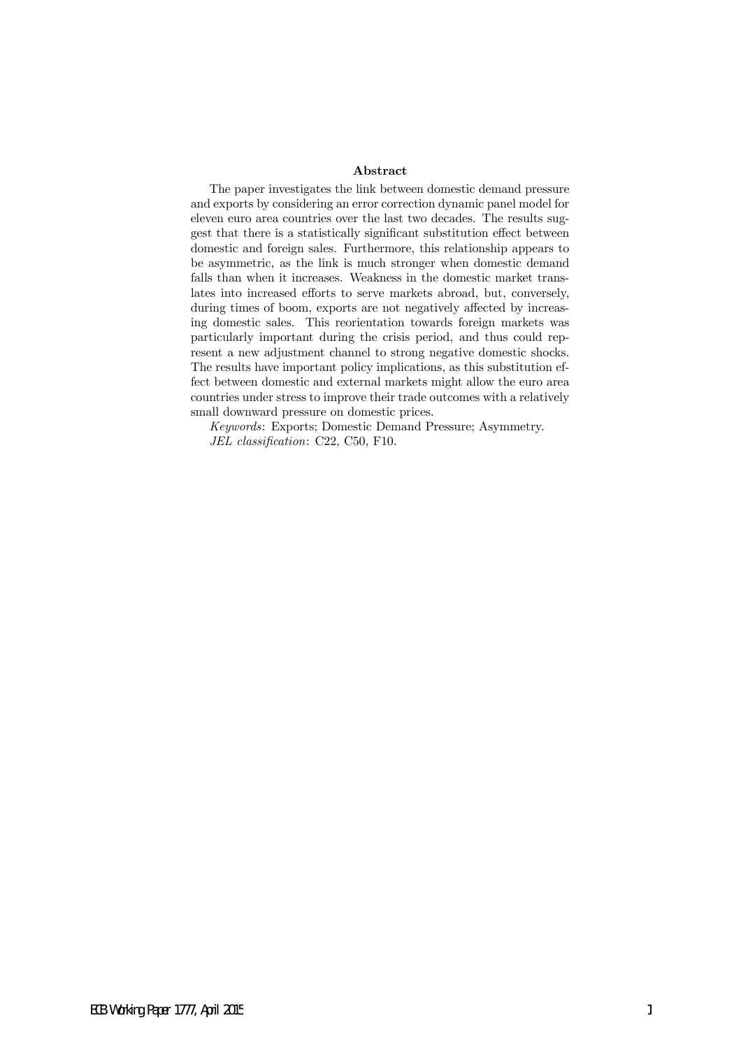## Abstract

The paper investigates the link between domestic demand pressure and exports by considering an error correction dynamic panel model for eleven euro area countries over the last two decades. The results suggest that there is a statistically significant substitution effect between domestic and foreign sales. Furthermore, this relationship appears to be asymmetric, as the link is much stronger when domestic demand falls than when it increases. Weakness in the domestic market translates into increased efforts to serve markets abroad, but, conversely, during times of boom, exports are not negatively affected by increasing domestic sales. This reorientation towards foreign markets was particularly important during the crisis period, and thus could represent a new adjustment channel to strong negative domestic shocks. The results have important policy implications, as this substitution effect between domestic and external markets might allow the euro area countries under stress to improve their trade outcomes with a relatively small downward pressure on domestic prices.

*Keywords*: Exports; Domestic Demand Pressure; Asymmetry.

*JEL classification*: C22, C50, F10.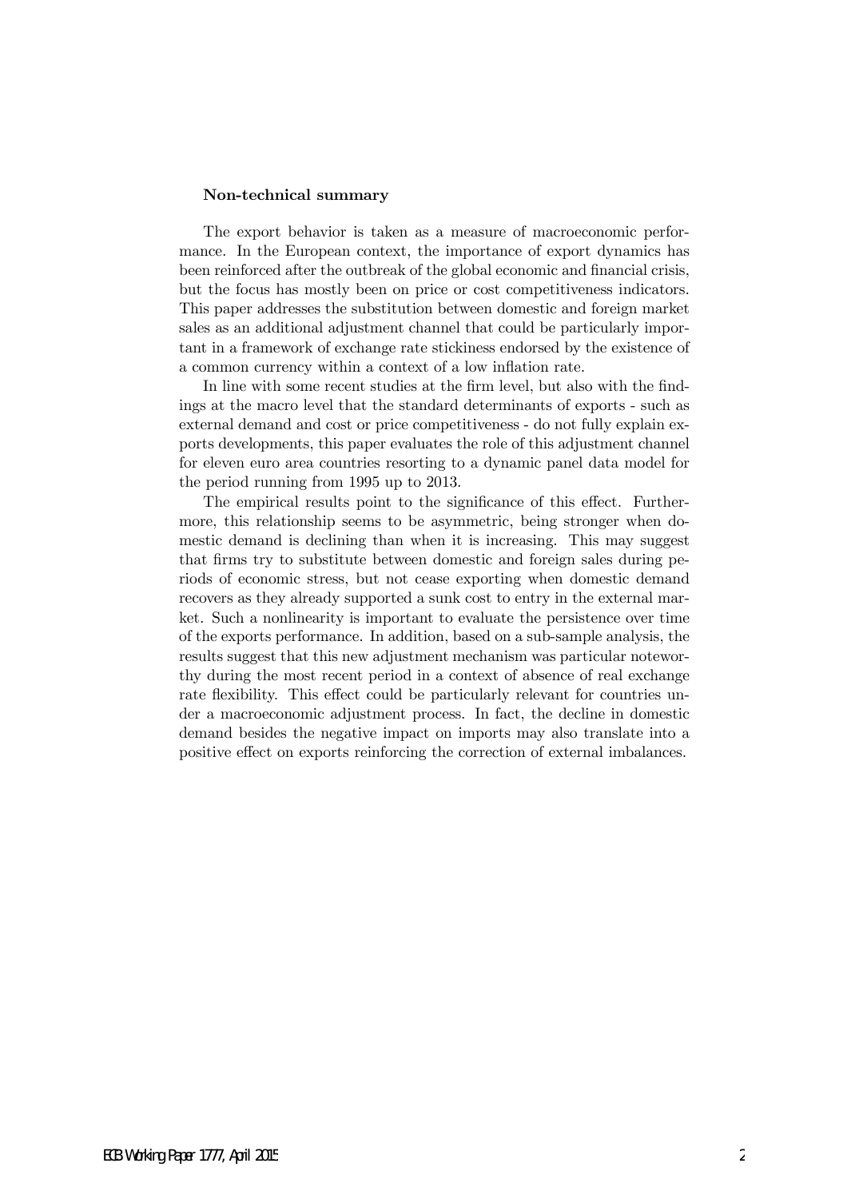**Non-technical summary**

The export behavior is taken as a measure of macroeconomic performance. In the European context, the importance of export dynamics has been reinforced after the outbreak of the global economic and financial crisis, but the focus has mostly been on price or cost competitiveness indicators. This paper addresses the substitution between domestic and foreign market sales as an additional adjustment channel that could be particularly important in a framework of exchange rate stickiness endorsed by the existence of a common currency within a context of a low inflation rate.

In line with some recent studies at the firm level, but also with the findings at the macro level that the standard determinants of exports - such as external demand and cost or price competitiveness - do not fully explain exports developments, this paper evaluates the role of this adjustment channel for eleven euro area countries resorting to a dynamic panel data model for the period running from 1995 up to 2013.

The empirical results point to the significance of this effect. Furthermore, this relationship seems to be asymmetric, being stronger when domestic demand is declining than when it is increasing. This may suggest that firms try to substitute between domestic and foreign sales during periods of economic stress, but not cease exporting when domestic demand recovers as they already supported a sunk cost to entry in the external market. Such a nonlinearity is important to evaluate the persistence over time of the exports performance. In addition, based on a sub-sample analysis, the results suggest that this new adjustment mechanism was particular noteworthy during the most recent period in a context of absence of real exchange rate flexibility. This effect could be particularly relevant for countries under a macroeconomic adjustment process. In fact, the decline in domestic demand besides the negative impact on imports may also translate into a positive effect on exports reinforcing the correction of external imbalances.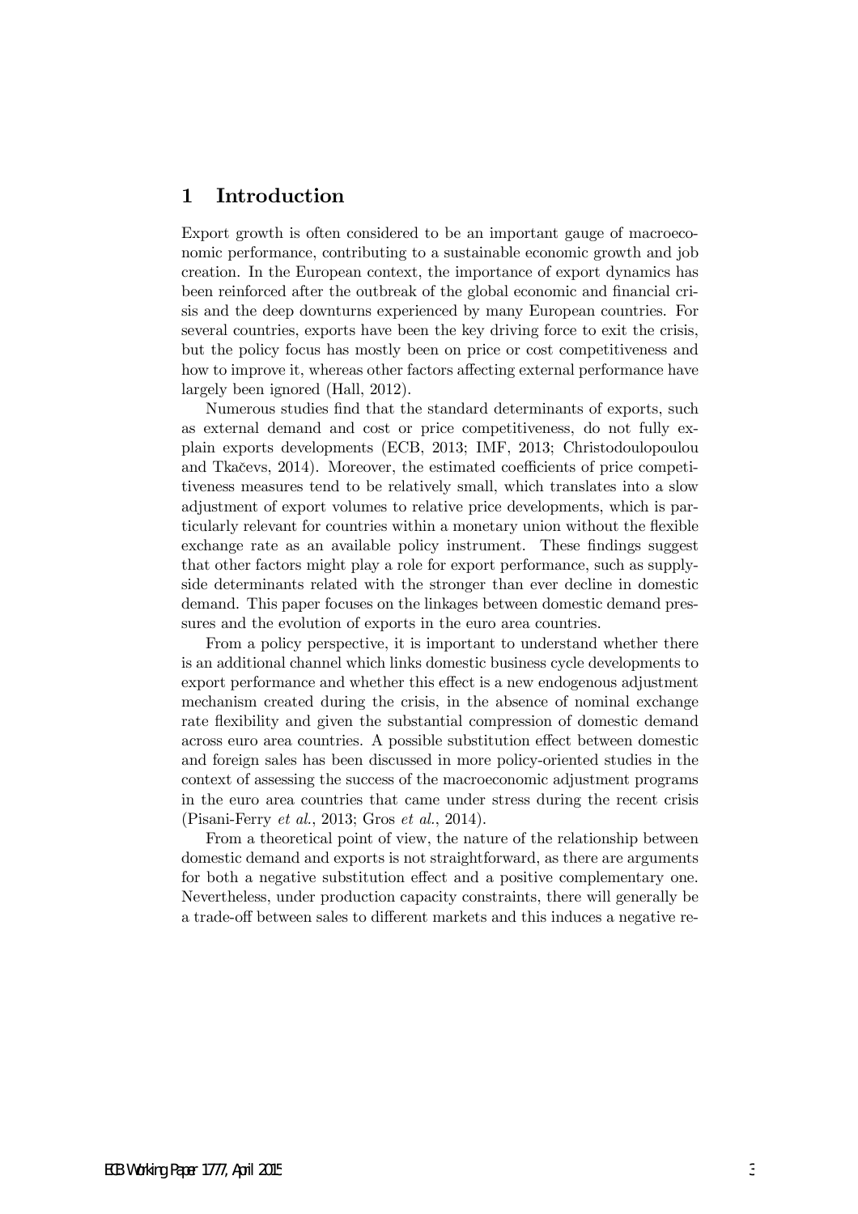## 1 Introduction

Export growth is often considered to be an important gauge of macroeconomic performance, contributing to a sustainable economic growth and job creation. In the European context, the importance of export dynamics has been reinforced after the outbreak of the global economic and financial crisis and the deep downturns experienced by many European countries. For several countries, exports have been the key driving force to exit the crisis, but the policy focus has mostly been on price or cost competitiveness and how to improve it, whereas other factors affecting external performance have largely been ignored (Hall, 2012).

Numerous studies find that the standard determinants of exports, such as external demand and cost or price competitiveness, do not fully explain exports developments (ECB, 2013; IMF, 2013; Christodoulopoulou and Tkačevs, 2014). Moreover, the estimated coefficients of price competitiveness measures tend to be relatively small, which translates into a slow adjustment of export volumes to relative price developments, which is particularly relevant for countries within a monetary union without the flexible exchange rate as an available policy instrument. These findings suggest that other factors might play a role for export performance, such as supply-side determinants related with the stronger than ever decline in domestic demand. This paper focuses on the linkages between domestic demand pressures and the evolution of exports in the euro area countries.

From a policy perspective, it is important to understand whether there is an additional channel which links domestic business cycle developments to export performance and whether this effect is a new endogenous adjustment mechanism created during the crisis, in the absence of nominal exchange rate flexibility and given the substantial compression of domestic demand across euro area countries. A possible substitution effect between domestic and foreign sales has been discussed in more policy-oriented studies in the context of assessing the success of the macroeconomic adjustment programs in the euro area countries that came under stress during the recent crisis (Pisani-Ferry *et al.*, 2013; Gros *et al.*, 2014).

From a theoretical point of view, the nature of the relationship between domestic demand and exports is not straightforward, as there are arguments for both a negative substitution effect and a positive complementary one. Nevertheless, under production capacity constraints, there will generally be a trade-off between sales to different markets and this induces a negative re-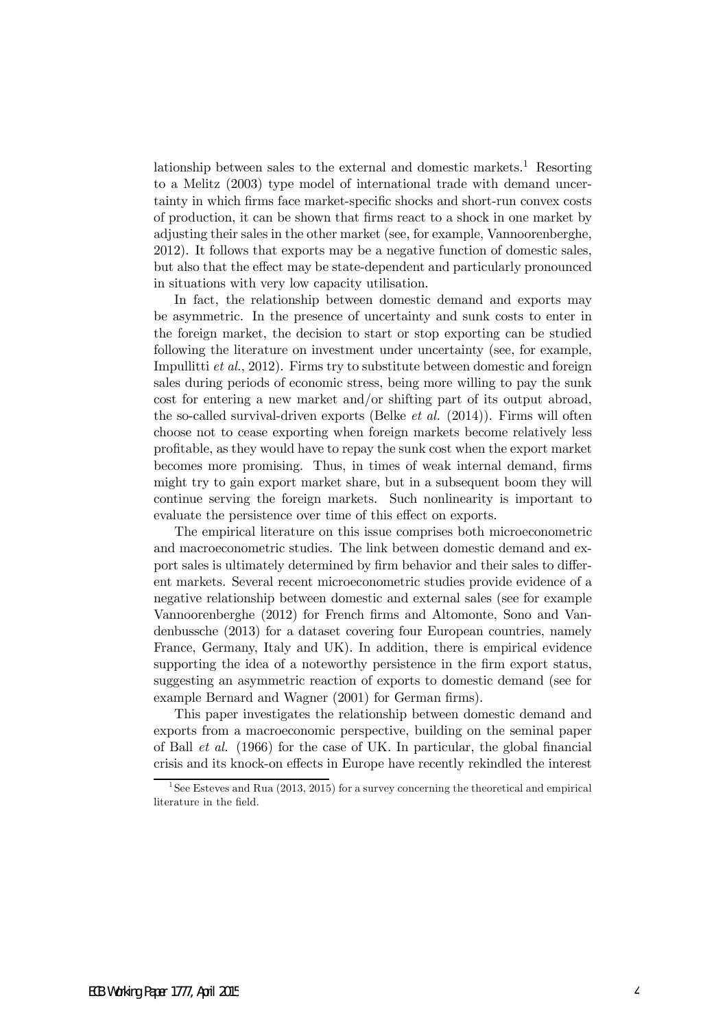lationship between sales to the external and domestic markets.[1] Resorting to a Melitz (2003) type model of international trade with demand uncertainty in which firms face market-specific shocks and short-run convex costs of production, it can be shown that firms react to a shock in one market by adjusting their sales in the other market (see, for example, Vannoorenberghe, 2012). It follows that exports may be a negative function of domestic sales, but also that the effect may be state-dependent and particularly pronounced in situations with very low capacity utilisation.

In fact, the relationship between domestic demand and exports may be asymmetric. In the presence of uncertainty and sunk costs to enter in the foreign market, the decision to start or stop exporting can be studied following the literature on investment under uncertainty (see, for example, Impullitti *et al.*, 2012). Firms try to substitute between domestic and foreign sales during periods of economic stress, being more willing to pay the sunk cost for entering a new market and/or shifting part of its output abroad, the so-called survival-driven exports (Belke *et al.* (2014)). Firms will often choose not to cease exporting when foreign markets become relatively less profitable, as they would have to repay the sunk cost when the export market becomes more promising. Thus, in times of weak internal demand, firms might try to gain export market share, but in a subsequent boom they will continue serving the foreign markets. Such nonlinearity is important to evaluate the persistence over time of this effect on exports.

The empirical literature on this issue comprises both microeconometric and macroeconometric studies. The link between domestic demand and export sales is ultimately determined by firm behavior and their sales to different markets. Several recent microeconometric studies provide evidence of a negative relationship between domestic and external sales (see for example Vannoorenberghe (2012) for French firms and Altomonte, Sono and Vandenbussche (2013) for a dataset covering four European countries, namely France, Germany, Italy and UK). In addition, there is empirical evidence supporting the idea of a noteworthy persistence in the firm export status, suggesting an asymmetric reaction of exports to domestic demand (see for example Bernard and Wagner (2001) for German firms).

This paper investigates the relationship between domestic demand and exports from a macroeconomic perspective, building on the seminal paper of Ball *et al.* (1966) for the case of UK. In particular, the global financial crisis and its knock-on effects in Europe have recently rekindled the interest

[1] See Esteves and Rua (2013, 2015) for a survey concerning the theoretical and empirical literature in the field.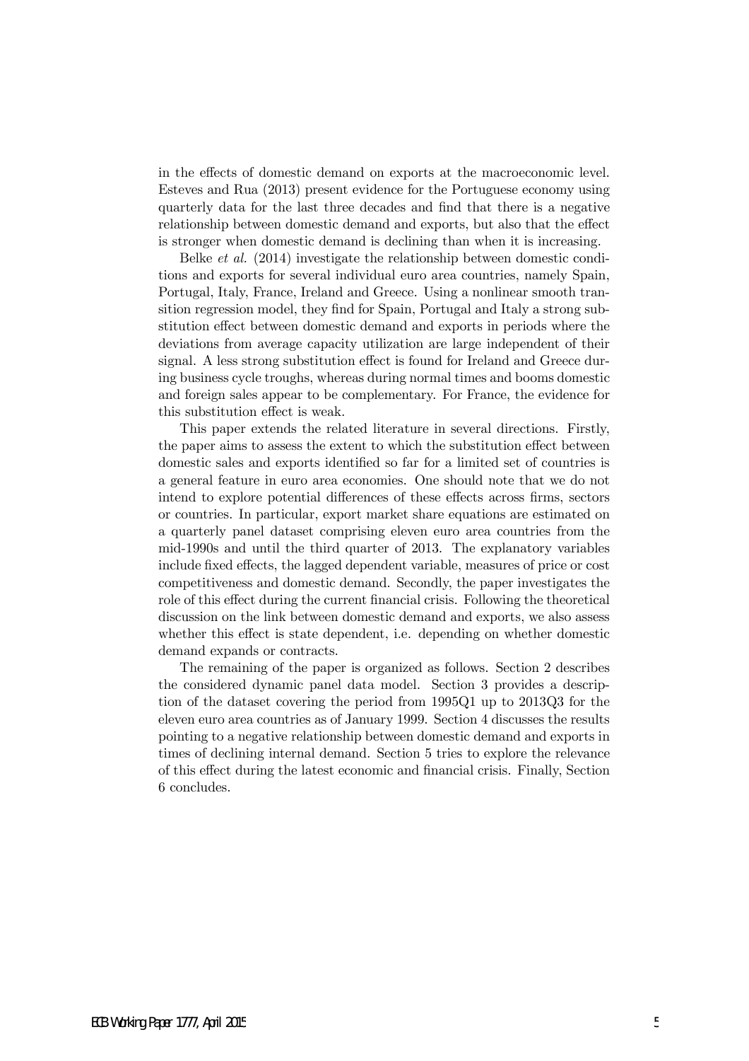in the effects of domestic demand on exports at the macroeconomic level. Esteves and Rua (2013) present evidence for the Portuguese economy using quarterly data for the last three decades and find that there is a negative relationship between domestic demand and exports, but also that the effect is stronger when domestic demand is declining than when it is increasing.

Belke *et al.* (2014) investigate the relationship between domestic conditions and exports for several individual euro area countries, namely Spain, Portugal, Italy, France, Ireland and Greece. Using a nonlinear smooth transition regression model, they find for Spain, Portugal and Italy a strong substitution effect between domestic demand and exports in periods where the deviations from average capacity utilization are large independent of their signal. A less strong substitution effect is found for Ireland and Greece during business cycle troughs, whereas during normal times and booms domestic and foreign sales appear to be complementary. For France, the evidence for this substitution effect is weak.

This paper extends the related literature in several directions. Firstly, the paper aims to assess the extent to which the substitution effect between domestic sales and exports identified so far for a limited set of countries is a general feature in euro area economies. One should note that we do not intend to explore potential differences of these effects across firms, sectors or countries. In particular, export market share equations are estimated on a quarterly panel dataset comprising eleven euro area countries from the mid-1990s and until the third quarter of 2013. The explanatory variables include fixed effects, the lagged dependent variable, measures of price or cost competitiveness and domestic demand. Secondly, the paper investigates the role of this effect during the current financial crisis. Following the theoretical discussion on the link between domestic demand and exports, we also assess whether this effect is state dependent, i.e. depending on whether domestic demand expands or contracts.

The remaining of the paper is organized as follows. Section 2 describes the considered dynamic panel data model. Section 3 provides a description of the dataset covering the period from 1995Q1 up to 2013Q3 for the eleven euro area countries as of January 1999. Section 4 discusses the results pointing to a negative relationship between domestic demand and exports in times of declining internal demand. Section 5 tries to explore the relevance of this effect during the latest economic and financial crisis. Finally, Section 6 concludes.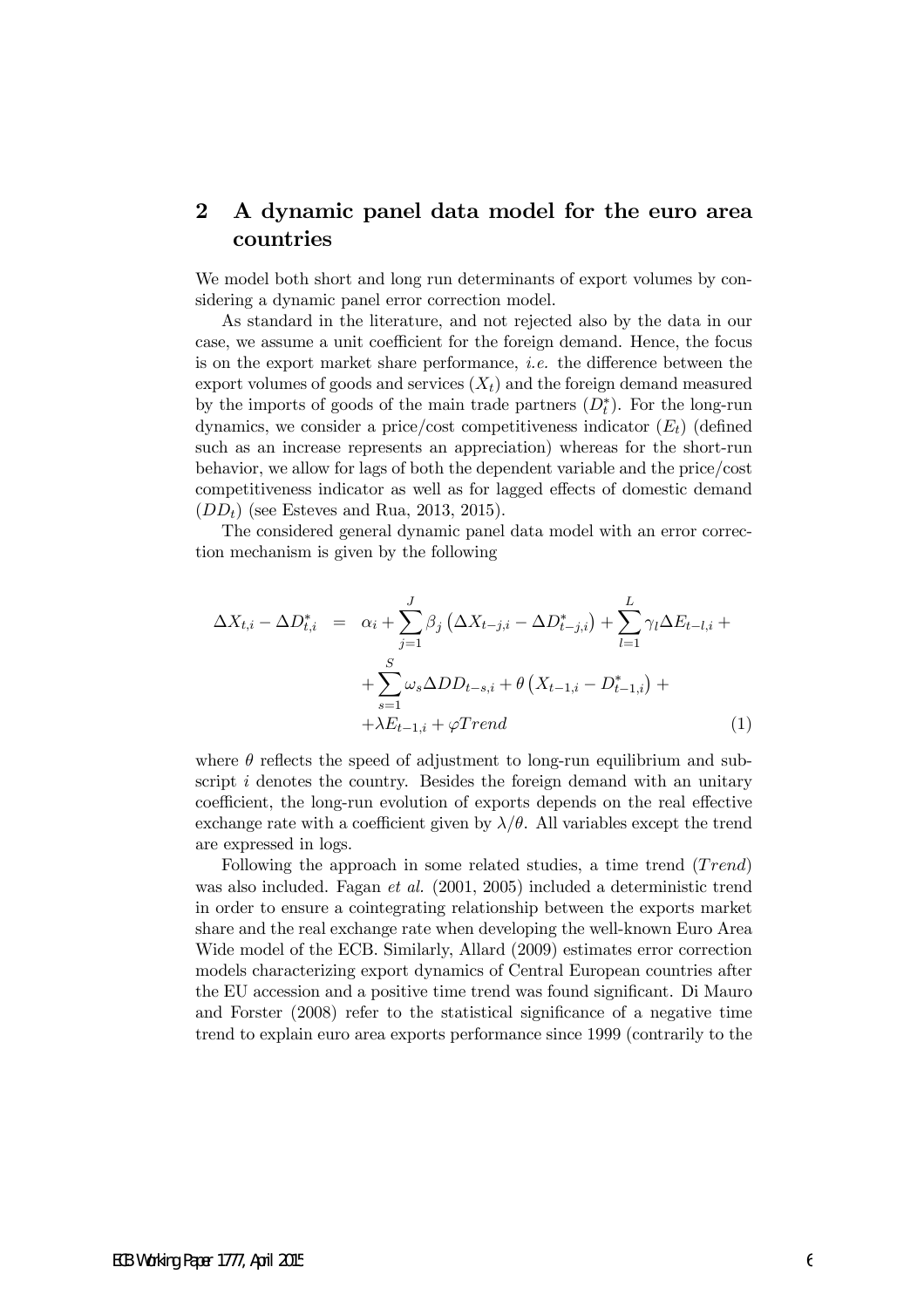## 2 A dynamic panel data model for the euro area countries

We model both short and long run determinants of export volumes by considering a dynamic panel error correction model.

As standard in the literature, and not rejected also by the data in our case, we assume a unit coefficient for the foreign demand. Hence, the focus is on the export market share performance, *i.e.* the difference between the export volumes of goods and services ($X_t$) and the foreign demand measured by the imports of goods of the main trade partners ($D_t^*$). For the long-run dynamics, we consider a price/cost competitiveness indicator ($E_t$) (defined such as an increase represents an appreciation) whereas for the short-run behavior, we allow for lags of both the dependent variable and the price/cost competitiveness indicator as well as for lagged effects of domestic demand ($DD_t$) (see Esteves and Rua, 2013, 2015).

The considered general dynamic panel data model with an error correction mechanism is given by the following

$$
\begin{aligned}
\Delta X_{t,i} - \Delta D_{t,i}^* &= \alpha_i + \sum_{j=1}^{J} \beta_j \left(\Delta X_{t-j,i} - \Delta D_{t-j,i}^*\right) + \sum_{l=1}^{L} \gamma_l \Delta E_{t-l,i} + \\
&\quad + \sum_{s=1}^{S} \omega_s \Delta DD_{t-s,i} + \theta \left(X_{t-1,i} - D_{t-1,i}^*\right) + \\
&\quad + \lambda E_{t-1,i} + \varphi Trend \qquad (1)
\end{aligned}
$$

where $\theta$ reflects the speed of adjustment to long-run equilibrium and subscript $i$ denotes the country. Besides the foreign demand with an unitary coefficient, the long-run evolution of exports depends on the real effective exchange rate with a coefficient given by $\lambda/\theta$. All variables except the trend are expressed in logs.

Following the approach in some related studies, a time trend ($Trend$) was also included. Fagan *et al.* (2001, 2005) included a deterministic trend in order to ensure a cointegrating relationship between the exports market share and the real exchange rate when developing the well-known Euro Area Wide model of the ECB. Similarly, Allard (2009) estimates error correction models characterizing export dynamics of Central European countries after the EU accession and a positive time trend was found significant. Di Mauro and Forster (2008) refer to the statistical significance of a negative time trend to explain euro area exports performance since 1999 (contrarily to the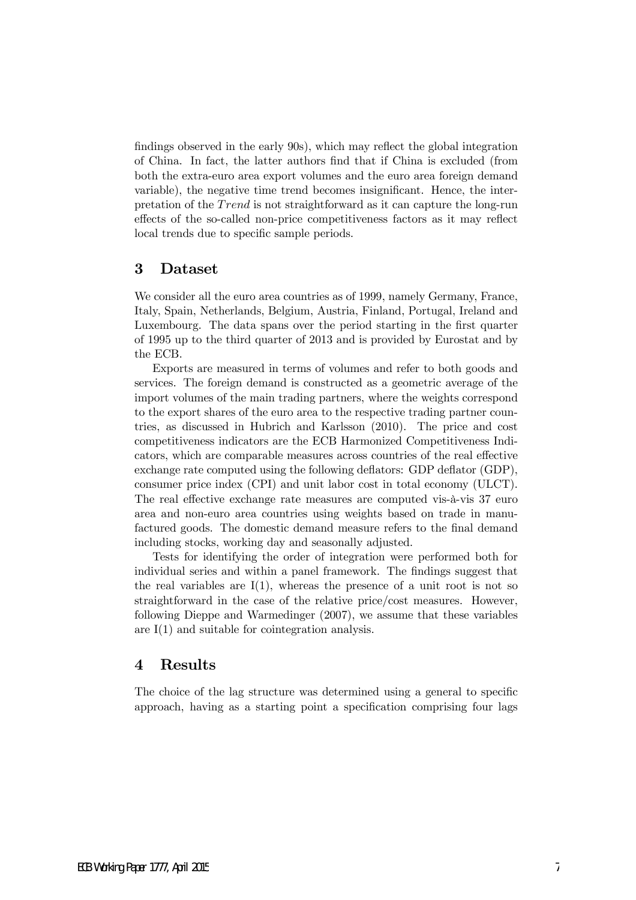findings observed in the early 90s), which may reflect the global integration of China. In fact, the latter authors find that if China is excluded (from both the extra-euro area export volumes and the euro area foreign demand variable), the negative time trend becomes insignificant. Hence, the interpretation of the $Trend$ is not straightforward as it can capture the long-run effects of the so-called non-price competitiveness factors as it may reflect local trends due to specific sample periods.

## 3 Dataset

We consider all the euro area countries as of 1999, namely Germany, France, Italy, Spain, Netherlands, Belgium, Austria, Finland, Portugal, Ireland and Luxembourg. The data spans over the period starting in the first quarter of 1995 up to the third quarter of 2013 and is provided by Eurostat and by the ECB.

Exports are measured in terms of volumes and refer to both goods and services. The foreign demand is constructed as a geometric average of the import volumes of the main trading partners, where the weights correspond to the export shares of the euro area to the respective trading partner countries, as discussed in Hubrich and Karlsson (2010). The price and cost competitiveness indicators are the ECB Harmonized Competitiveness Indicators, which are comparable measures across countries of the real effective exchange rate computed using the following deflators: GDP deflator (GDP), consumer price index (CPI) and unit labor cost in total economy (ULCT). The real effective exchange rate measures are computed vis-à-vis 37 euro area and non-euro area countries using weights based on trade in manufactured goods. The domestic demand measure refers to the final demand including stocks, working day and seasonally adjusted.

Tests for identifying the order of integration were performed both for individual series and within a panel framework. The findings suggest that the real variables are I(1), whereas the presence of a unit root is not so straightforward in the case of the relative price/cost measures. However, following Dieppe and Warmedinger (2007), we assume that these variables are I(1) and suitable for cointegration analysis.

## 4 Results

The choice of the lag structure was determined using a general to specific approach, having as a starting point a specification comprising four lags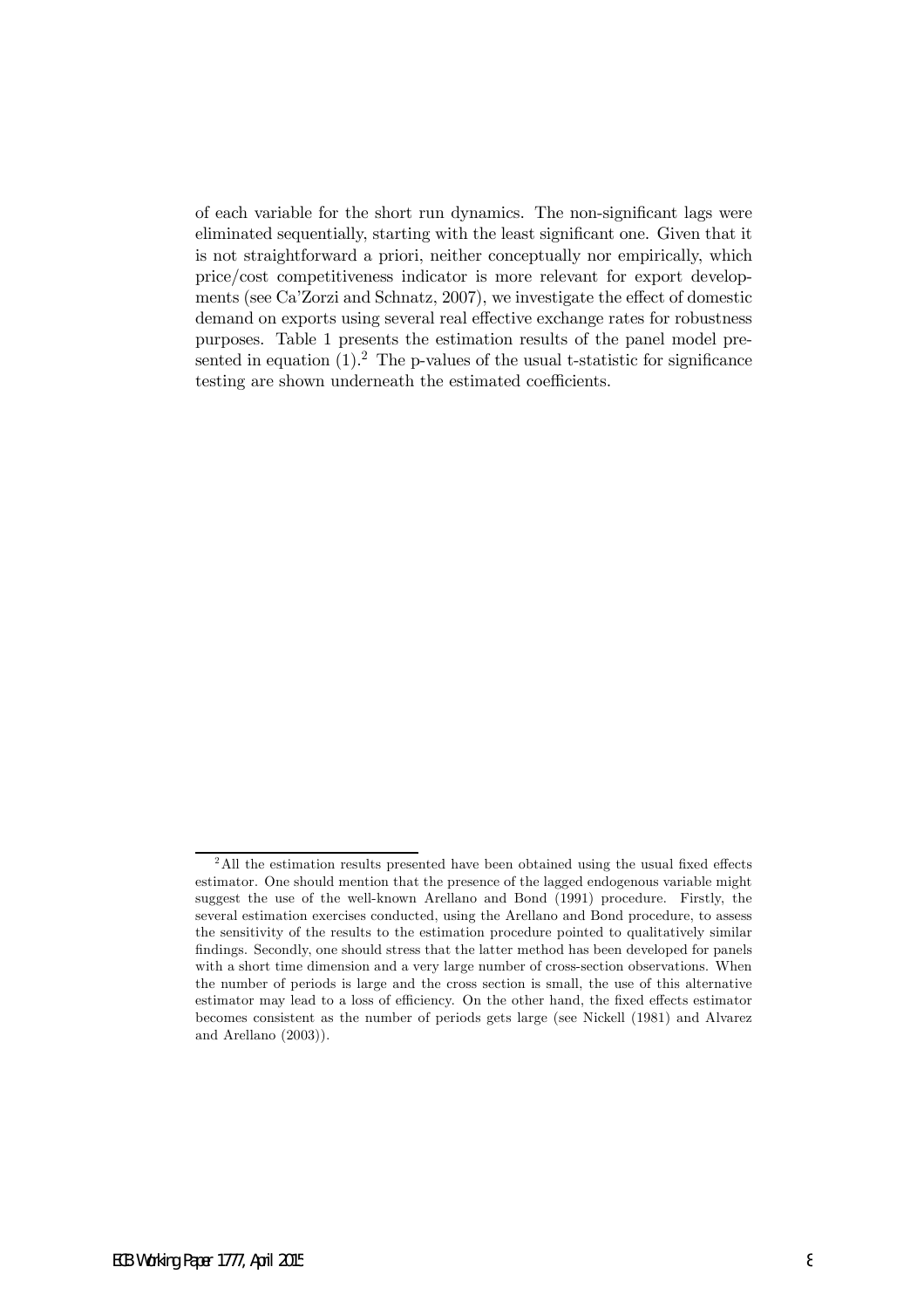of each variable for the short run dynamics. The non-significant lags were eliminated sequentially, starting with the least significant one. Given that it is not straightforward a priori, neither conceptually nor empirically, which price/cost competitiveness indicator is more relevant for export developments (see Ca'Zorzi and Schnatz, 2007), we investigate the effect of domestic demand on exports using several real effective exchange rates for robustness purposes. Table 1 presents the estimation results of the panel model presented in equation (1).[2] The p-values of the usual t-statistic for significance testing are shown underneath the estimated coefficients.

[2] All the estimation results presented have been obtained using the usual fixed effects estimator. One should mention that the presence of the lagged endogenous variable might suggest the use of the well-known Arellano and Bond (1991) procedure. Firstly, the several estimation exercises conducted, using the Arellano and Bond procedure, to assess the sensitivity of the results to the estimation procedure pointed to qualitatively similar findings. Secondly, one should stress that the latter method has been developed for panels with a short time dimension and a very large number of cross-section observations. When the number of periods is large and the cross section is small, the use of this alternative estimator may lead to a loss of efficiency. On the other hand, the fixed effects estimator becomes consistent as the number of periods gets large (see Nickell (1981) and Alvarez and Arellano (2003)).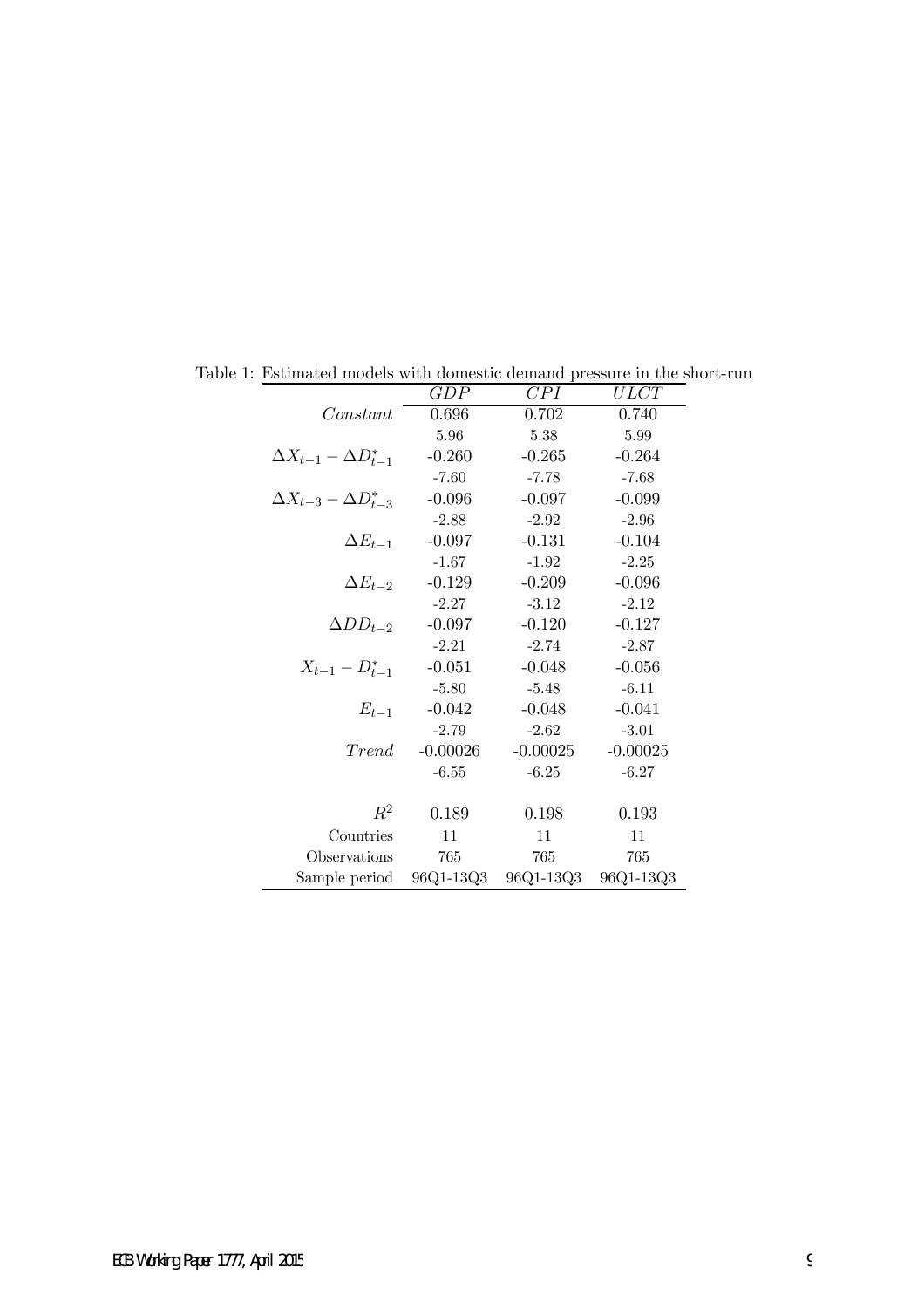Table 1: Estimated models with domestic demand pressure in the short-run

| | $GDP$ | $CPI$ | $ULCT$ |
|---|---|---|---|
| $Constant$ | 0.696 | 0.702 | 0.740 |
| | 5.96 | 5.38 | 5.99 |
| $\Delta X_{t-1} - \Delta D^*_{t-1}$ | -0.260 | -0.265 | -0.264 |
| | -7.60 | -7.78 | -7.68 |
| $\Delta X_{t-3} - \Delta D^*_{t-3}$ | -0.096 | -0.097 | -0.099 |
| | -2.88 | -2.92 | -2.96 |
| $\Delta E_{t-1}$ | -0.097 | -0.131 | -0.104 |
| | -1.67 | -1.92 | -2.25 |
| $\Delta E_{t-2}$ | -0.129 | -0.209 | -0.096 |
| | -2.27 | -3.12 | -2.12 |
| $\Delta DD_{t-2}$ | -0.097 | -0.120 | -0.127 |
| | -2.21 | -2.74 | -2.87 |
| $X_{t-1} - D^*_{t-1}$ | -0.051 | -0.048 | -0.056 |
| | -5.80 | -5.48 | -6.11 |
| $E_{t-1}$ | -0.042 | -0.048 | -0.041 |
| | -2.79 | -2.62 | -3.01 |
| $Trend$ | -0.00026 | -0.00025 | -0.00025 |
| | -6.55 | -6.25 | -6.27 |
| $R^2$ | 0.189 | 0.198 | 0.193 |
| Countries | 11 | 11 | 11 |
| Observations | 765 | 765 | 765 |
| Sample period | 96Q1-13Q3 | 96Q1-13Q3 | 96Q1-13Q3 |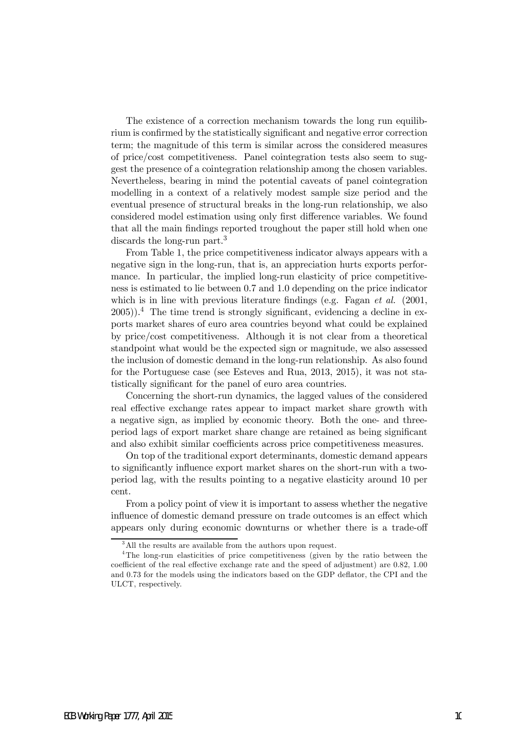The existence of a correction mechanism towards the long run equilibrium is confirmed by the statistically significant and negative error correction term; the magnitude of this term is similar across the considered measures of price/cost competitiveness. Panel cointegration tests also seem to suggest the presence of a cointegration relationship among the chosen variables. Nevertheless, bearing in mind the potential caveats of panel cointegration modelling in a context of a relatively modest sample size period and the eventual presence of structural breaks in the long-run relationship, we also considered model estimation using only first difference variables. We found that all the main findings reported troughout the paper still hold when one discards the long-run part.[3]

From Table 1, the price competitiveness indicator always appears with a negative sign in the long-run, that is, an appreciation hurts exports performance. In particular, the implied long-run elasticity of price competitiveness is estimated to lie between 0.7 and 1.0 depending on the price indicator which is in line with previous literature findings (e.g. Fagan *et al.* (2001, 2005)).[4] The time trend is strongly significant, evidencing a decline in exports market shares of euro area countries beyond what could be explained by price/cost competitiveness. Although it is not clear from a theoretical standpoint what would be the expected sign or magnitude, we also assessed the inclusion of domestic demand in the long-run relationship. As also found for the Portuguese case (see Esteves and Rua, 2013, 2015), it was not statistically significant for the panel of euro area countries.

Concerning the short-run dynamics, the lagged values of the considered real effective exchange rates appear to impact market share growth with a negative sign, as implied by economic theory. Both the one- and three-period lags of export market share change are retained as being significant and also exhibit similar coefficients across price competitiveness measures.

On top of the traditional export determinants, domestic demand appears to significantly influence export market shares on the short-run with a two-period lag, with the results pointing to a negative elasticity around 10 per cent.

From a policy point of view it is important to assess whether the negative influence of domestic demand pressure on trade outcomes is an effect which appears only during economic downturns or whether there is a trade-off

[3] All the results are available from the authors upon request.

[4] The long-run elasticities of price competitiveness (given by the ratio between the coefficient of the real effective exchange rate and the speed of adjustment) are 0.82, 1.00 and 0.73 for the models using the indicators based on the GDP deflator, the CPI and the ULCT, respectively.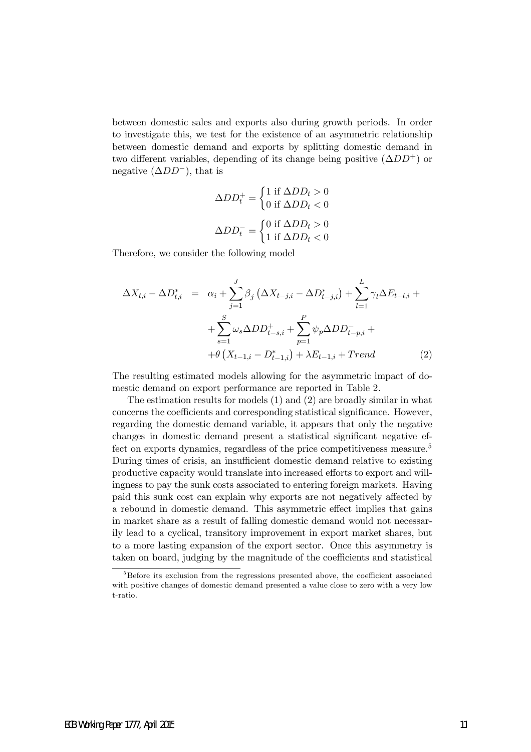between domestic sales and exports also during growth periods. In order to investigate this, we test for the existence of an asymmetric relationship between domestic demand and exports by splitting domestic demand in two different variables, depending of its change being positive ($\Delta DD^{+}$) or negative ($\Delta DD^{-}$), that is

$$\Delta DD_t^{+} = \begin{cases} 1 \text{ if } \Delta DD_t > 0 \\ 0 \text{ if } \Delta DD_t < 0 \end{cases}$$

$$\Delta DD_t^{-} = \begin{cases} 0 \text{ if } \Delta DD_t > 0 \\ 1 \text{ if } \Delta DD_t < 0 \end{cases}$$

Therefore, we consider the following model

$$\begin{aligned} \Delta X_{t,i} - \Delta D_{t,i}^{*} &= \alpha_i + \sum_{j=1}^{J} \beta_j \left( \Delta X_{t-j,i} - \Delta D_{t-j,i}^{*} \right) + \sum_{l=1}^{L} \gamma_l \Delta E_{t-l,i} + \\ &\quad + \sum_{s=1}^{S} \omega_s \Delta DD_{t-s,i}^{+} + \sum_{p=1}^{P} \psi_p \Delta DD_{t-p,i}^{-} + \\ &\quad + \theta \left( X_{t-1,i} - D_{t-1,i}^{*} \right) + \lambda E_{t-1,i} + Trend \qquad (2) \end{aligned}$$

The resulting estimated models allowing for the asymmetric impact of domestic demand on export performance are reported in Table 2.

The estimation results for models (1) and (2) are broadly similar in what concerns the coefficients and corresponding statistical significance. However, regarding the domestic demand variable, it appears that only the negative changes in domestic demand present a statistical significant negative effect on exports dynamics, regardless of the price competitiveness measure.[5] During times of crisis, an insufficient domestic demand relative to existing productive capacity would translate into increased efforts to export and willingness to pay the sunk costs associated to entering foreign markets. Having paid this sunk cost can explain why exports are not negatively affected by a rebound in domestic demand. This asymmetric effect implies that gains in market share as a result of falling domestic demand would not necessarily lead to a cyclical, transitory improvement in export market shares, but to a more lasting expansion of the export sector. Once this asymmetry is taken on board, judging by the magnitude of the coefficients and statistical

[5] Before its exclusion from the regressions presented above, the coefficient associated with positive changes of domestic demand presented a value close to zero with a very low t-ratio.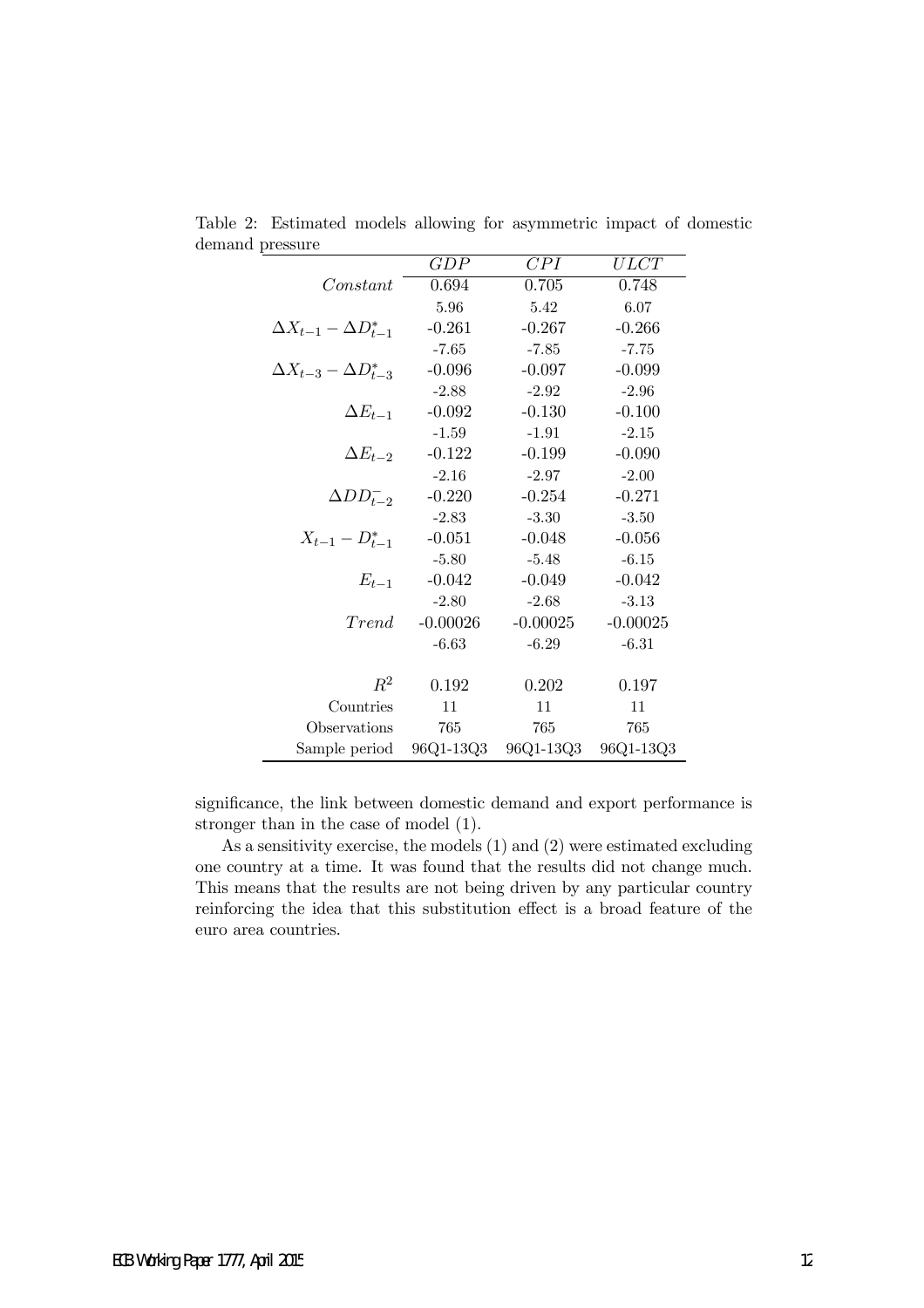Table 2: Estimated models allowing for asymmetric impact of domestic demand pressure

| | $GDP$ | $CPI$ | $ULCT$ |
|---|---|---|---|
| $Constant$ | 0.694 | 0.705 | 0.748 |
| | 5.96 | 5.42 | 6.07 |
| $\Delta X_{t-1} - \Delta D^*_{t-1}$ | -0.261 | -0.267 | -0.266 |
| | -7.65 | -7.85 | -7.75 |
| $\Delta X_{t-3} - \Delta D^*_{t-3}$ | -0.096 | -0.097 | -0.099 |
| | -2.88 | -2.92 | -2.96 |
| $\Delta E_{t-1}$ | -0.092 | -0.130 | -0.100 |
| | -1.59 | -1.91 | -2.15 |
| $\Delta E_{t-2}$ | -0.122 | -0.199 | -0.090 |
| | -2.16 | -2.97 | -2.00 |
| $\Delta DD^-_{t-2}$ | -0.220 | -0.254 | -0.271 |
| | -2.83 | -3.30 | -3.50 |
| $X_{t-1} - D^*_{t-1}$ | -0.051 | -0.048 | -0.056 |
| | -5.80 | -5.48 | -6.15 |
| $E_{t-1}$ | -0.042 | -0.049 | -0.042 |
| | -2.80 | -2.68 | -3.13 |
| $Trend$ | -0.00026 | -0.00025 | -0.00025 |
| | -6.63 | -6.29 | -6.31 |
| $R^2$ | 0.192 | 0.202 | 0.197 |
| Countries | 11 | 11 | 11 |
| Observations | 765 | 765 | 765 |
| Sample period | 96Q1-13Q3 | 96Q1-13Q3 | 96Q1-13Q3 |

significance, the link between domestic demand and export performance is stronger than in the case of model (1).

As a sensitivity exercise, the models (1) and (2) were estimated excluding one country at a time. It was found that the results did not change much. This means that the results are not being driven by any particular country reinforcing the idea that this substitution effect is a broad feature of the euro area countries.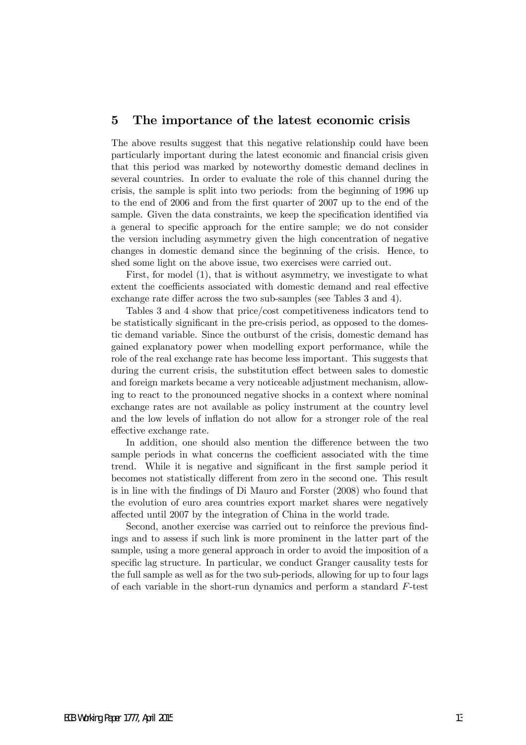## 5 The importance of the latest economic crisis

The above results suggest that this negative relationship could have been particularly important during the latest economic and financial crisis given that this period was marked by noteworthy domestic demand declines in several countries. In order to evaluate the role of this channel during the crisis, the sample is split into two periods: from the beginning of 1996 up to the end of 2006 and from the first quarter of 2007 up to the end of the sample. Given the data constraints, we keep the specification identified via a general to specific approach for the entire sample; we do not consider the version including asymmetry given the high concentration of negative changes in domestic demand since the beginning of the crisis. Hence, to shed some light on the above issue, two exercises were carried out.

First, for model (1), that is without asymmetry, we investigate to what extent the coefficients associated with domestic demand and real effective exchange rate differ across the two sub-samples (see Tables 3 and 4).

Tables 3 and 4 show that price/cost competitiveness indicators tend to be statistically significant in the pre-crisis period, as opposed to the domestic demand variable. Since the outburst of the crisis, domestic demand has gained explanatory power when modelling export performance, while the role of the real exchange rate has become less important. This suggests that during the current crisis, the substitution effect between sales to domestic and foreign markets became a very noticeable adjustment mechanism, allowing to react to the pronounced negative shocks in a context where nominal exchange rates are not available as policy instrument at the country level and the low levels of inflation do not allow for a stronger role of the real effective exchange rate.

In addition, one should also mention the difference between the two sample periods in what concerns the coefficient associated with the time trend. While it is negative and significant in the first sample period it becomes not statistically different from zero in the second one. This result is in line with the findings of Di Mauro and Forster (2008) who found that the evolution of euro area countries export market shares were negatively affected until 2007 by the integration of China in the world trade.

Second, another exercise was carried out to reinforce the previous findings and to assess if such link is more prominent in the latter part of the sample, using a more general approach in order to avoid the imposition of a specific lag structure. In particular, we conduct Granger causality tests for the full sample as well as for the two sub-periods, allowing for up to four lags of each variable in the short-run dynamics and perform a standard $F$-test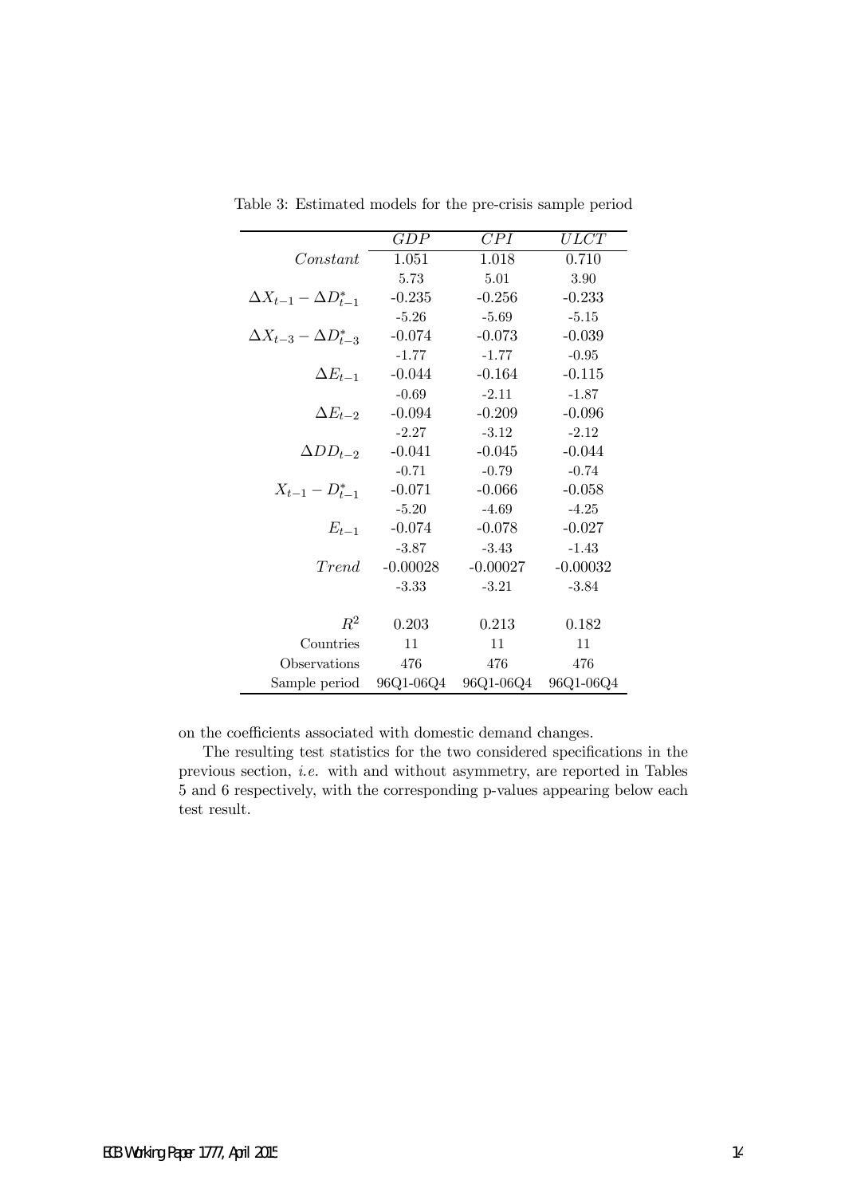Table 3: Estimated models for the pre-crisis sample period

| | $GDP$ | $CPI$ | $ULCT$ |
|---|---|---|---|
| $Constant$ | 1.051 | 1.018 | 0.710 |
| | 5.73 | 5.01 | 3.90 |
| $\Delta X_{t-1} - \Delta D^*_{t-1}$ | -0.235 | -0.256 | -0.233 |
| | -5.26 | -5.69 | -5.15 |
| $\Delta X_{t-3} - \Delta D^*_{t-3}$ | -0.074 | -0.073 | -0.039 |
| | -1.77 | -1.77 | -0.95 |
| $\Delta E_{t-1}$ | -0.044 | -0.164 | -0.115 |
| | -0.69 | -2.11 | -1.87 |
| $\Delta E_{t-2}$ | -0.094 | -0.209 | -0.096 |
| | -2.27 | -3.12 | -2.12 |
| $\Delta DD_{t-2}$ | -0.041 | -0.045 | -0.044 |
| | -0.71 | -0.79 | -0.74 |
| $X_{t-1} - D^*_{t-1}$ | -0.071 | -0.066 | -0.058 |
| | -5.20 | -4.69 | -4.25 |
| $E_{t-1}$ | -0.074 | -0.078 | -0.027 |
| | -3.87 | -3.43 | -1.43 |
| $Trend$ | -0.00028 | -0.00027 | -0.00032 |
| | -3.33 | -3.21 | -3.84 |
| $R^2$ | 0.203 | 0.213 | 0.182 |
| Countries | 11 | 11 | 11 |
| Observations | 476 | 476 | 476 |
| Sample period | 96Q1-06Q4 | 96Q1-06Q4 | 96Q1-06Q4 |

on the coefficients associated with domestic demand changes.

The resulting test statistics for the two considered specifications in the previous section, *i.e.* with and without asymmetry, are reported in Tables 5 and 6 respectively, with the corresponding p-values appearing below each test result.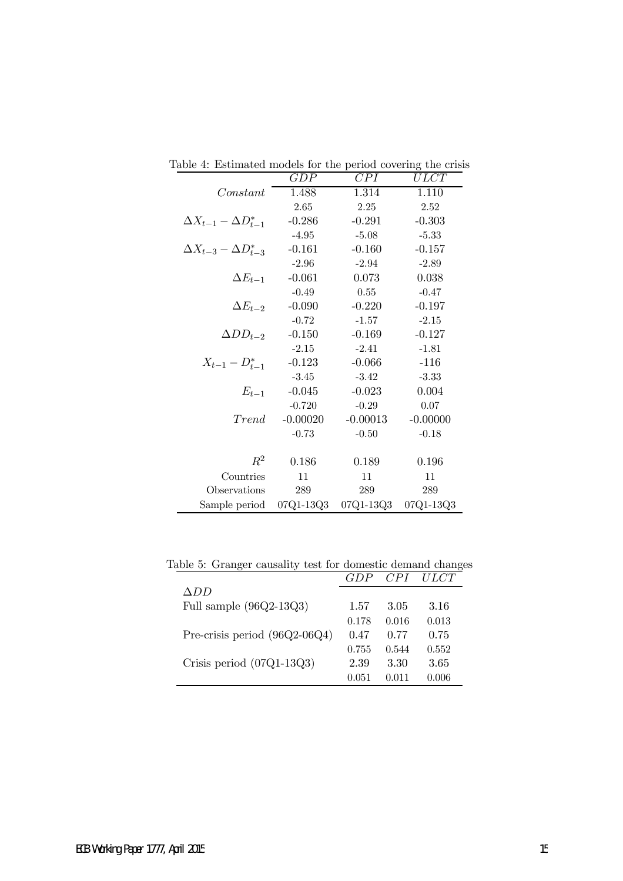Table 4: Estimated models for the period covering the crisis

| | $GDP$ | $CPI$ | $ULCT$ |
|---|---|---|---|
| $Constant$ | 1.488 | 1.314 | 1.110 |
| | 2.65 | 2.25 | 2.52 |
| $\Delta X_{t-1} - \Delta D^*_{t-1}$ | -0.286 | -0.291 | -0.303 |
| | -4.95 | -5.08 | -5.33 |
| $\Delta X_{t-3} - \Delta D^*_{t-3}$ | -0.161 | -0.160 | -0.157 |
| | -2.96 | -2.94 | -2.89 |
| $\Delta E_{t-1}$ | -0.061 | 0.073 | 0.038 |
| | -0.49 | 0.55 | -0.47 |
| $\Delta E_{t-2}$ | -0.090 | -0.220 | -0.197 |
| | -0.72 | -1.57 | -2.15 |
| $\Delta DD_{t-2}$ | -0.150 | -0.169 | -0.127 |
| | -2.15 | -2.41 | -1.81 |
| $X_{t-1} - D^*_{t-1}$ | -0.123 | -0.066 | -116 |
| | -3.45 | -3.42 | -3.33 |
| $E_{t-1}$ | -0.045 | -0.023 | 0.004 |
| | -0.720 | -0.29 | 0.07 |
| $Trend$ | -0.00020 | -0.00013 | -0.00000 |
| | -0.73 | -0.50 | -0.18 |
| $R^2$ | 0.186 | 0.189 | 0.196 |
| Countries | 11 | 11 | 11 |
| Observations | 289 | 289 | 289 |
| Sample period | 07Q1-13Q3 | 07Q1-13Q3 | 07Q1-13Q3 |

Table 5: Granger causality test for domestic demand changes

| | $GDP$ | $CPI$ | $ULCT$ |
|---|---|---|---|
| $\Delta DD$ | | | |
| Full sample (96Q2-13Q3) | 1.57 | 3.05 | 3.16 |
| | 0.178 | 0.016 | 0.013 |
| Pre-crisis period (96Q2-06Q4) | 0.47 | 0.77 | 0.75 |
| | 0.755 | 0.544 | 0.552 |
| Crisis period (07Q1-13Q3) | 2.39 | 3.30 | 3.65 |
| | 0.051 | 0.011 | 0.006 |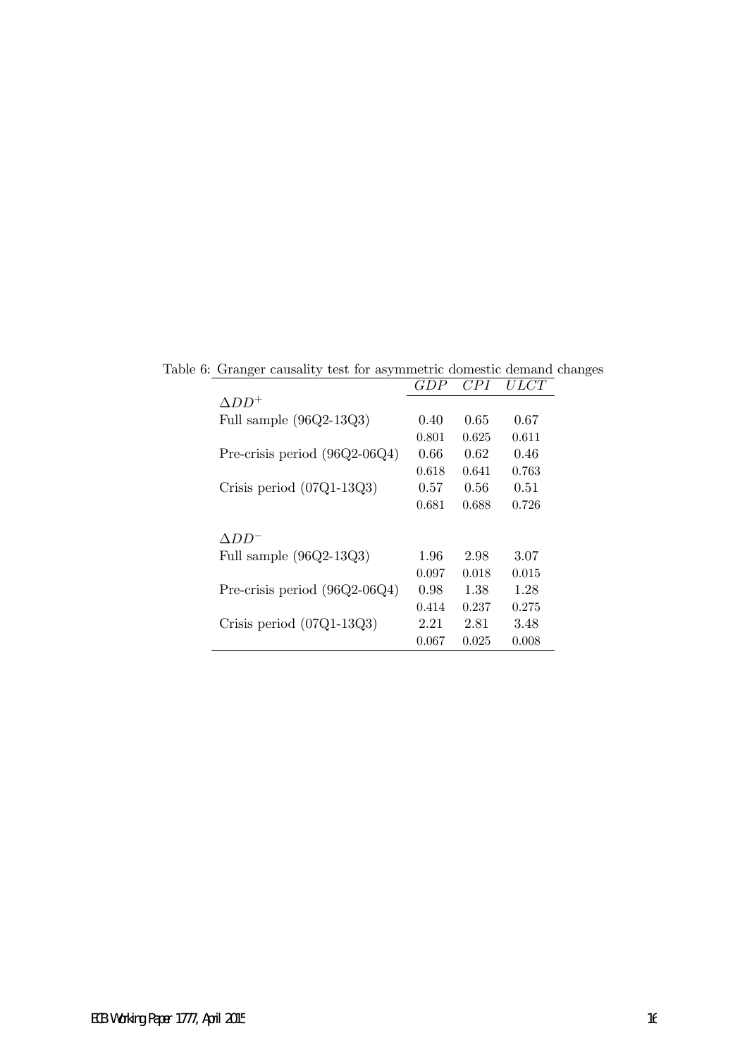Table 6: Granger causality test for asymmetric domestic demand changes

| | $GDP$ | $CPI$ | $ULCT$ |
|---|---|---|---|
| $\Delta DD^{+}$ | | | |
| Full sample (96Q2-13Q3) | 0.40 | 0.65 | 0.67 |
| | 0.801 | 0.625 | 0.611 |
| Pre-crisis period (96Q2-06Q4) | 0.66 | 0.62 | 0.46 |
| | 0.618 | 0.641 | 0.763 |
| Crisis period (07Q1-13Q3) | 0.57 | 0.56 | 0.51 |
| | 0.681 | 0.688 | 0.726 |
| | | | |
| $\Delta DD^{-}$ | | | |
| Full sample (96Q2-13Q3) | 1.96 | 2.98 | 3.07 |
| | 0.097 | 0.018 | 0.015 |
| Pre-crisis period (96Q2-06Q4) | 0.98 | 1.38 | 1.28 |
| | 0.414 | 0.237 | 0.275 |
| Crisis period (07Q1-13Q3) | 2.21 | 2.81 | 3.48 |
| | 0.067 | 0.025 | 0.008 |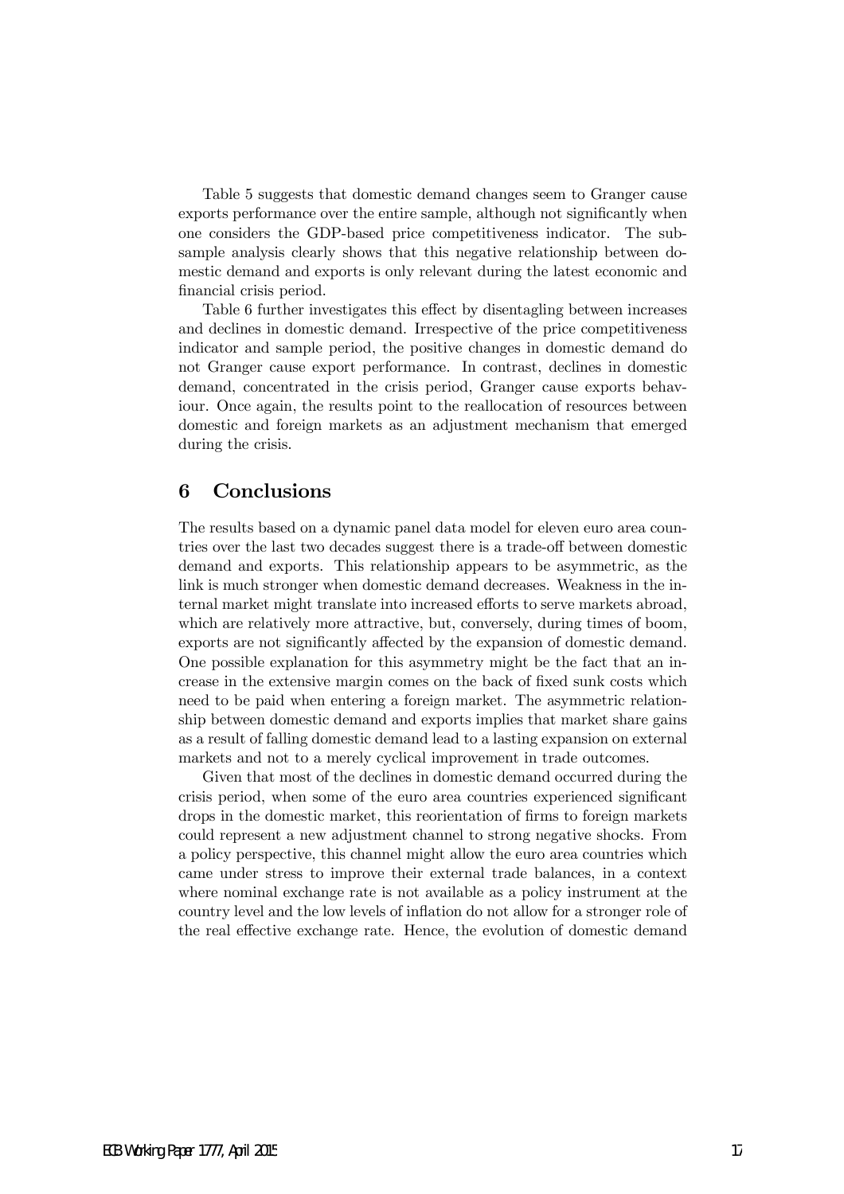Table 5 suggests that domestic demand changes seem to Granger cause exports performance over the entire sample, although not significantly when one considers the GDP-based price competitiveness indicator. The subsample analysis clearly shows that this negative relationship between domestic demand and exports is only relevant during the latest economic and financial crisis period.

Table 6 further investigates this effect by disentagling between increases and declines in domestic demand. Irrespective of the price competitiveness indicator and sample period, the positive changes in domestic demand do not Granger cause export performance. In contrast, declines in domestic demand, concentrated in the crisis period, Granger cause exports behaviour. Once again, the results point to the reallocation of resources between domestic and foreign markets as an adjustment mechanism that emerged during the crisis.

## 6 Conclusions

The results based on a dynamic panel data model for eleven euro area countries over the last two decades suggest there is a trade-off between domestic demand and exports. This relationship appears to be asymmetric, as the link is much stronger when domestic demand decreases. Weakness in the internal market might translate into increased efforts to serve markets abroad, which are relatively more attractive, but, conversely, during times of boom, exports are not significantly affected by the expansion of domestic demand. One possible explanation for this asymmetry might be the fact that an increase in the extensive margin comes on the back of fixed sunk costs which need to be paid when entering a foreign market. The asymmetric relationship between domestic demand and exports implies that market share gains as a result of falling domestic demand lead to a lasting expansion on external markets and not to a merely cyclical improvement in trade outcomes.

Given that most of the declines in domestic demand occurred during the crisis period, when some of the euro area countries experienced significant drops in the domestic market, this reorientation of firms to foreign markets could represent a new adjustment channel to strong negative shocks. From a policy perspective, this channel might allow the euro area countries which came under stress to improve their external trade balances, in a context where nominal exchange rate is not available as a policy instrument at the country level and the low levels of inflation do not allow for a stronger role of the real effective exchange rate. Hence, the evolution of domestic demand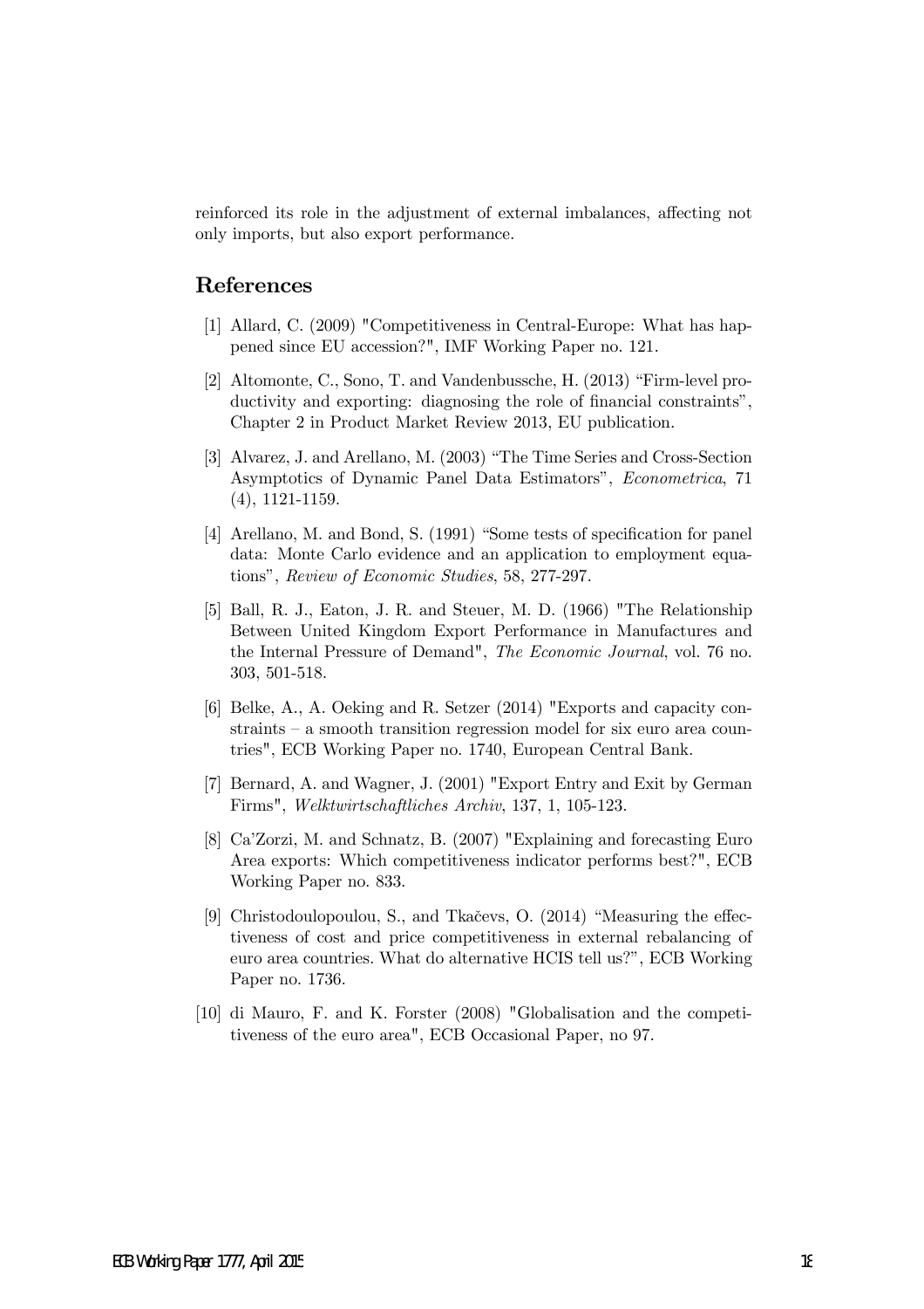reinforced its role in the adjustment of external imbalances, affecting not only imports, but also export performance.

## References

[1] Allard, C. (2009) "Competitiveness in Central-Europe: What has happened since EU accession?", IMF Working Paper no. 121.

[2] Altomonte, C., Sono, T. and Vandenbussche, H. (2013) "Firm-level productivity and exporting: diagnosing the role of financial constraints", Chapter 2 in Product Market Review 2013, EU publication.

[3] Alvarez, J. and Arellano, M. (2003) "The Time Series and Cross-Section Asymptotics of Dynamic Panel Data Estimators", *Econometrica*, 71 (4), 1121-1159.

[4] Arellano, M. and Bond, S. (1991) "Some tests of specification for panel data: Monte Carlo evidence and an application to employment equations", *Review of Economic Studies*, 58, 277-297.

[5] Ball, R. J., Eaton, J. R. and Steuer, M. D. (1966) "The Relationship Between United Kingdom Export Performance in Manufactures and the Internal Pressure of Demand", *The Economic Journal*, vol. 76 no. 303, 501-518.

[6] Belke, A., A. Oeking and R. Setzer (2014) "Exports and capacity constraints – a smooth transition regression model for six euro area countries", ECB Working Paper no. 1740, European Central Bank.

[7] Bernard, A. and Wagner, J. (2001) "Export Entry and Exit by German Firms", *Welktwirtschaftliches Archiv*, 137, 1, 105-123.

[8] Ca'Zorzi, M. and Schnatz, B. (2007) "Explaining and forecasting Euro Area exports: Which competitiveness indicator performs best?", ECB Working Paper no. 833.

[9] Christodoulopoulou, S., and Tkačevs, O. (2014) "Measuring the effectiveness of cost and price competitiveness in external rebalancing of euro area countries. What do alternative HCIS tell us?", ECB Working Paper no. 1736.

[10] di Mauro, F. and K. Forster (2008) "Globalisation and the competitiveness of the euro area", ECB Occasional Paper, no 97.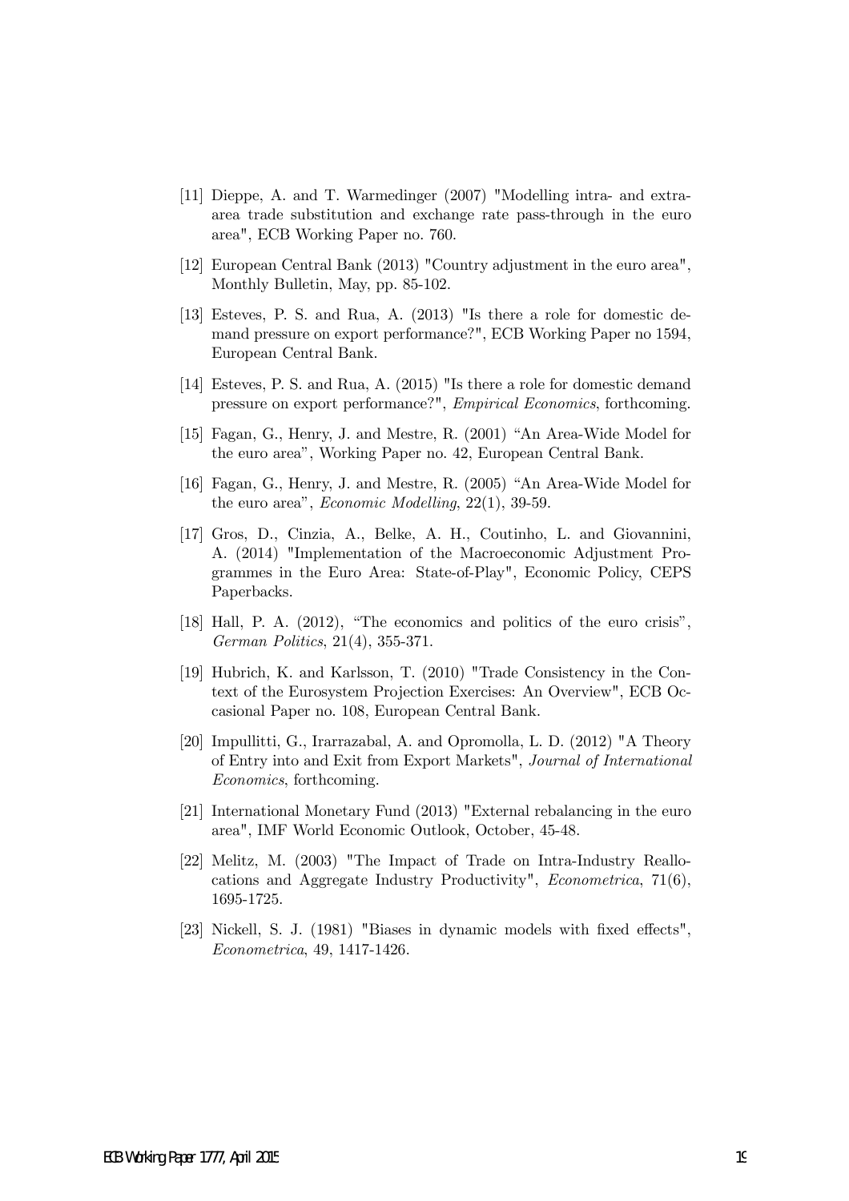[11] Dieppe, A. and T. Warmedinger (2007) "Modelling intra- and extra-area trade substitution and exchange rate pass-through in the euro area", ECB Working Paper no. 760.

[12] European Central Bank (2013) "Country adjustment in the euro area", Monthly Bulletin, May, pp. 85-102.

[13] Esteves, P. S. and Rua, A. (2013) "Is there a role for domestic demand pressure on export performance?", ECB Working Paper no 1594, European Central Bank.

[14] Esteves, P. S. and Rua, A. (2015) "Is there a role for domestic demand pressure on export performance?", *Empirical Economics*, forthcoming.

[15] Fagan, G., Henry, J. and Mestre, R. (2001) "An Area-Wide Model for the euro area", Working Paper no. 42, European Central Bank.

[16] Fagan, G., Henry, J. and Mestre, R. (2005) "An Area-Wide Model for the euro area", *Economic Modelling*, 22(1), 39-59.

[17] Gros, D., Cinzia, A., Belke, A. H., Coutinho, L. and Giovannini, A. (2014) "Implementation of the Macroeconomic Adjustment Programmes in the Euro Area: State-of-Play", Economic Policy, CEPS Paperbacks.

[18] Hall, P. A. (2012), "The economics and politics of the euro crisis", *German Politics*, 21(4), 355-371.

[19] Hubrich, K. and Karlsson, T. (2010) "Trade Consistency in the Context of the Eurosystem Projection Exercises: An Overview", ECB Occasional Paper no. 108, European Central Bank.

[20] Impullitti, G., Irarrazabal, A. and Opromolla, L. D. (2012) "A Theory of Entry into and Exit from Export Markets", *Journal of International Economics*, forthcoming.

[21] International Monetary Fund (2013) "External rebalancing in the euro area", IMF World Economic Outlook, October, 45-48.

[22] Melitz, M. (2003) "The Impact of Trade on Intra-Industry Reallocations and Aggregate Industry Productivity", *Econometrica*, 71(6), 1695-1725.

[23] Nickell, S. J. (1981) "Biases in dynamic models with fixed effects", *Econometrica*, 49, 1417-1426.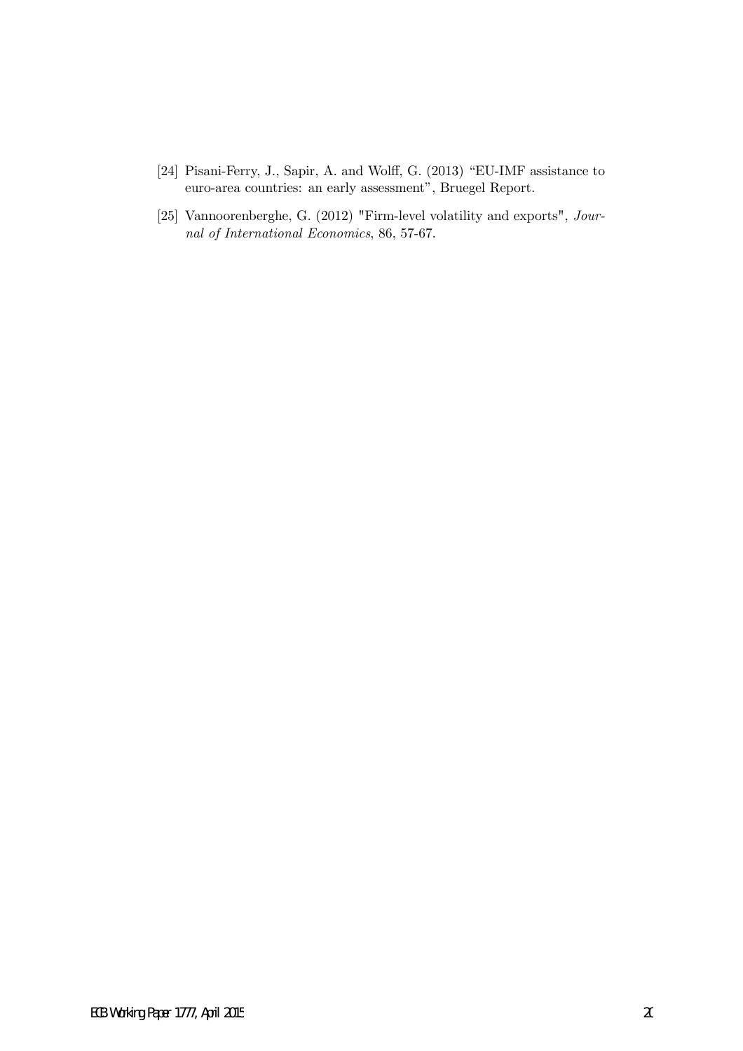[24] Pisani-Ferry, J., Sapir, A. and Wolff, G. (2013) "EU-IMF assistance to euro-area countries: an early assessment", Bruegel Report.

[25] Vannoorenberghe, G. (2012) "Firm-level volatility and exports", *Journal of International Economics*, 86, 57-67.